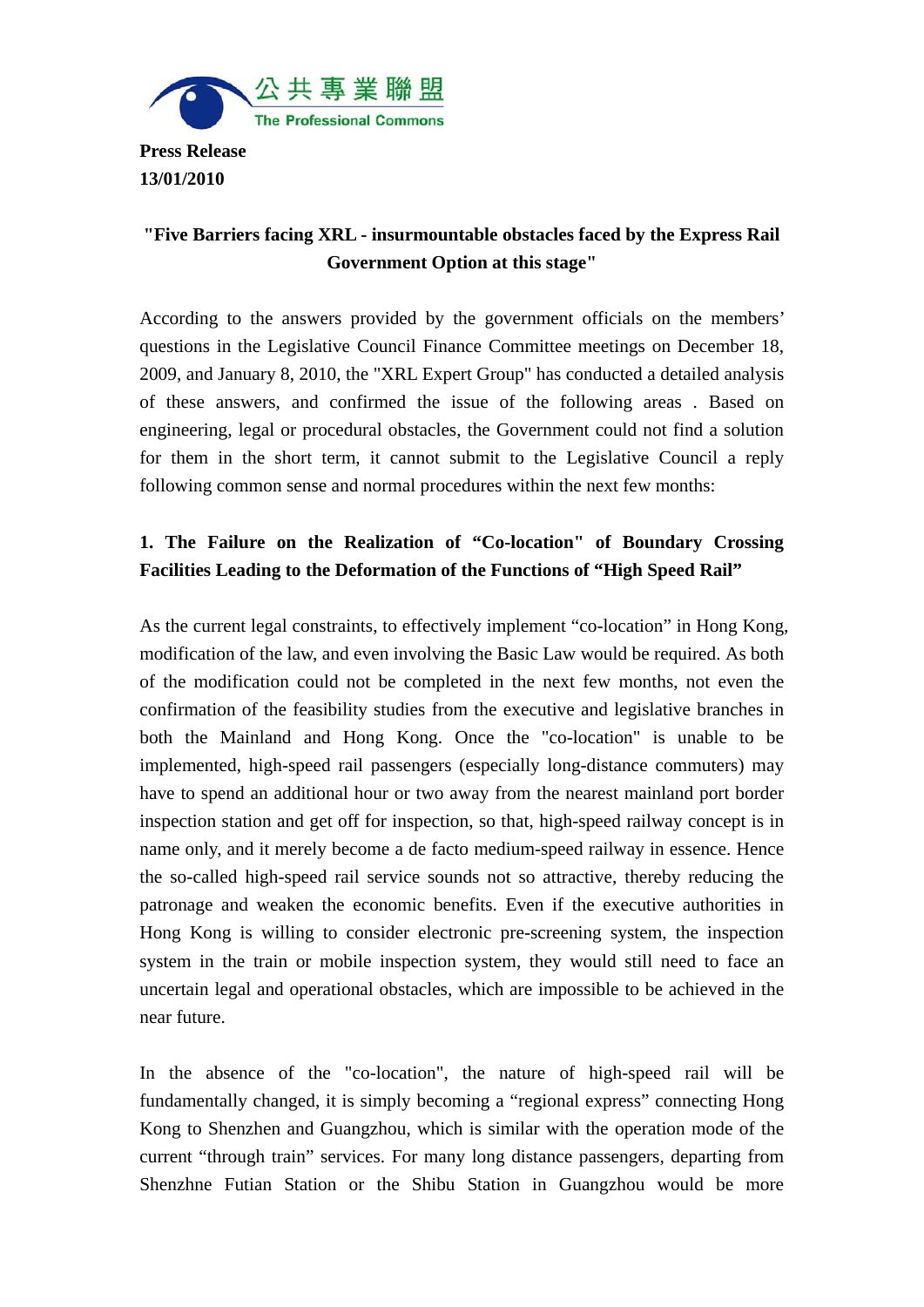公共專業聯盟
The Professional Commons

**Press Release**
**13/01/2010**

## "Five Barriers facing XRL - insurmountable obstacles faced by the Express Rail Government Option at this stage"

According to the answers provided by the government officials on the members' questions in the Legislative Council Finance Committee meetings on December 18, 2009, and January 8, 2010, the "XRL Expert Group" has conducted a detailed analysis of these answers, and confirmed the issue of the following areas . Based on engineering, legal or procedural obstacles, the Government could not find a solution for them in the short term, it cannot submit to the Legislative Council a reply following common sense and normal procedures within the next few months:

### 1. The Failure on the Realization of "Co-location" of Boundary Crossing Facilities Leading to the Deformation of the Functions of "High Speed Rail"

As the current legal constraints, to effectively implement "co-location" in Hong Kong, modification of the law, and even involving the Basic Law would be required. As both of the modification could not be completed in the next few months, not even the confirmation of the feasibility studies from the executive and legislative branches in both the Mainland and Hong Kong. Once the "co-location" is unable to be implemented, high-speed rail passengers (especially long-distance commuters) may have to spend an additional hour or two away from the nearest mainland port border inspection station and get off for inspection, so that, high-speed railway concept is in name only, and it merely become a de facto medium-speed railway in essence. Hence the so-called high-speed rail service sounds not so attractive, thereby reducing the patronage and weaken the economic benefits. Even if the executive authorities in Hong Kong is willing to consider electronic pre-screening system, the inspection system in the train or mobile inspection system, they would still need to face an uncertain legal and operational obstacles, which are impossible to be achieved in the near future.

In the absence of the "co-location", the nature of high-speed rail will be fundamentally changed, it is simply becoming a "regional express" connecting Hong Kong to Shenzhen and Guangzhou, which is similar with the operation mode of the current "through train" services. For many long distance passengers, departing from Shenzhne Futian Station or the Shibu Station in Guangzhou would be more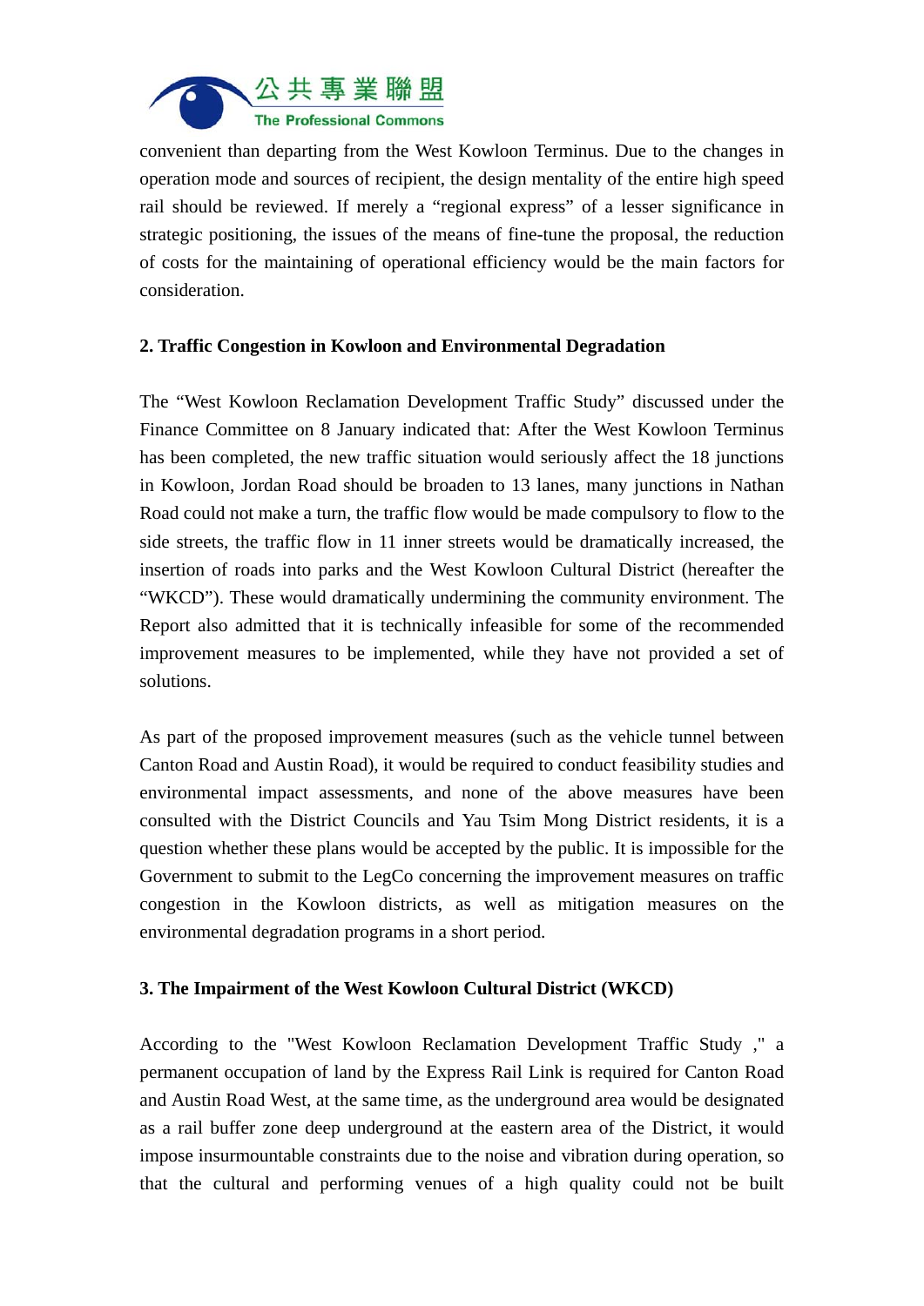convenient than departing from the West Kowloon Terminus. Due to the changes in operation mode and sources of recipient, the design mentality of the entire high speed rail should be reviewed. If merely a "regional express" of a lesser significance in strategic positioning, the issues of the means of fine-tune the proposal, the reduction of costs for the maintaining of operational efficiency would be the main factors for consideration.

### 2. Traffic Congestion in Kowloon and Environmental Degradation

The "West Kowloon Reclamation Development Traffic Study" discussed under the Finance Committee on 8 January indicated that: After the West Kowloon Terminus has been completed, the new traffic situation would seriously affect the 18 junctions in Kowloon, Jordan Road should be broaden to 13 lanes, many junctions in Nathan Road could not make a turn, the traffic flow would be made compulsory to flow to the side streets, the traffic flow in 11 inner streets would be dramatically increased, the insertion of roads into parks and the West Kowloon Cultural District (hereafter the "WKCD"). These would dramatically undermining the community environment. The Report also admitted that it is technically infeasible for some of the recommended improvement measures to be implemented, while they have not provided a set of solutions.

As part of the proposed improvement measures (such as the vehicle tunnel between Canton Road and Austin Road), it would be required to conduct feasibility studies and environmental impact assessments, and none of the above measures have been consulted with the District Councils and Yau Tsim Mong District residents, it is a question whether these plans would be accepted by the public. It is impossible for the Government to submit to the LegCo concerning the improvement measures on traffic congestion in the Kowloon districts, as well as mitigation measures on the environmental degradation programs in a short period.

### 3. The Impairment of the West Kowloon Cultural District (WKCD)

According to the "West Kowloon Reclamation Development Traffic Study ," a permanent occupation of land by the Express Rail Link is required for Canton Road and Austin Road West, at the same time, as the underground area would be designated as a rail buffer zone deep underground at the eastern area of the District, it would impose insurmountable constraints due to the noise and vibration during operation, so that the cultural and performing venues of a high quality could not be built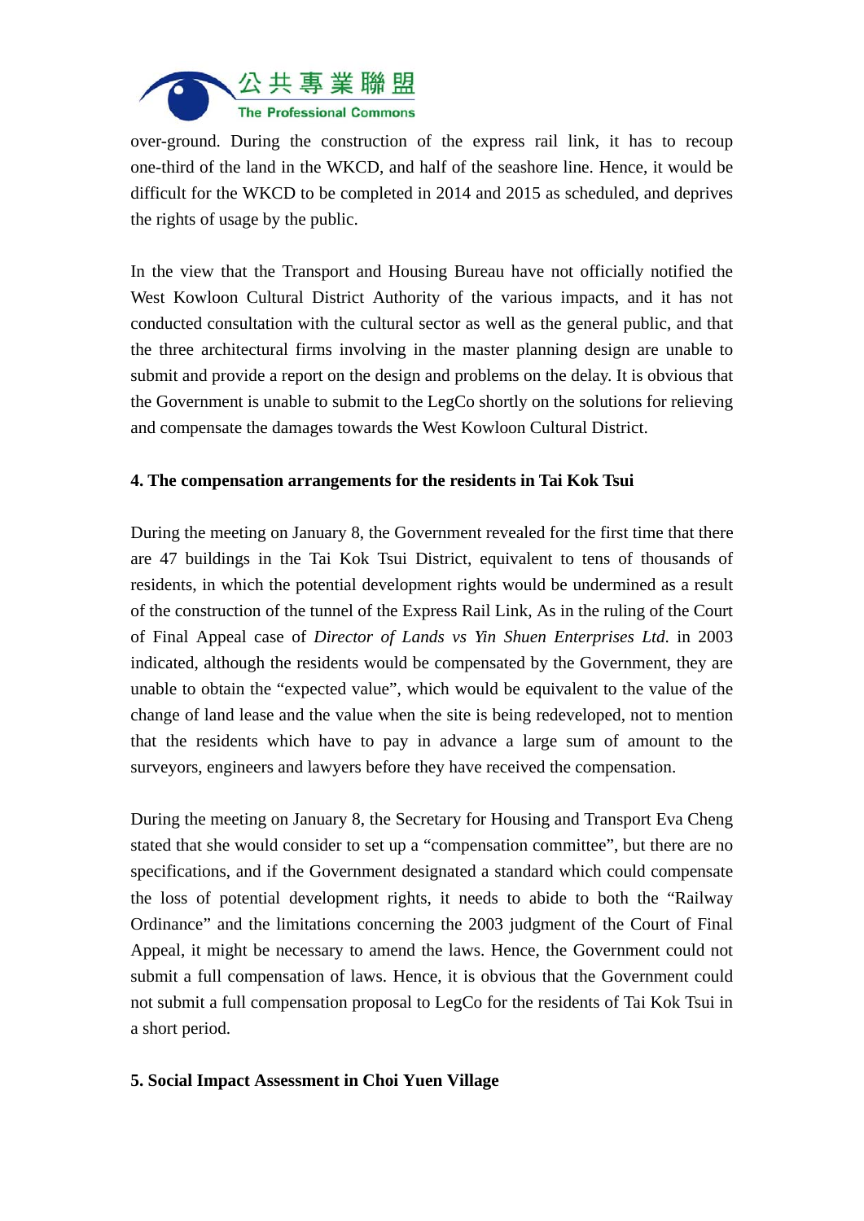over-ground. During the construction of the express rail link, it has to recoup one-third of the land in the WKCD, and half of the seashore line. Hence, it would be difficult for the WKCD to be completed in 2014 and 2015 as scheduled, and deprives the rights of usage by the public.

In the view that the Transport and Housing Bureau have not officially notified the West Kowloon Cultural District Authority of the various impacts, and it has not conducted consultation with the cultural sector as well as the general public, and that the three architectural firms involving in the master planning design are unable to submit and provide a report on the design and problems on the delay. It is obvious that the Government is unable to submit to the LegCo shortly on the solutions for relieving and compensate the damages towards the West Kowloon Cultural District.

**4. The compensation arrangements for the residents in Tai Kok Tsui**

During the meeting on January 8, the Government revealed for the first time that there are 47 buildings in the Tai Kok Tsui District, equivalent to tens of thousands of residents, in which the potential development rights would be undermined as a result of the construction of the tunnel of the Express Rail Link, As in the ruling of the Court of Final Appeal case of *Director of Lands vs Yin Shuen Enterprises Ltd.* in 2003 indicated, although the residents would be compensated by the Government, they are unable to obtain the "expected value", which would be equivalent to the value of the change of land lease and the value when the site is being redeveloped, not to mention that the residents which have to pay in advance a large sum of amount to the surveyors, engineers and lawyers before they have received the compensation.

During the meeting on January 8, the Secretary for Housing and Transport Eva Cheng stated that she would consider to set up a "compensation committee", but there are no specifications, and if the Government designated a standard which could compensate the loss of potential development rights, it needs to abide to both the "Railway Ordinance" and the limitations concerning the 2003 judgment of the Court of Final Appeal, it might be necessary to amend the laws. Hence, the Government could not submit a full compensation of laws. Hence, it is obvious that the Government could not submit a full compensation proposal to LegCo for the residents of Tai Kok Tsui in a short period.

**5. Social Impact Assessment in Choi Yuen Village**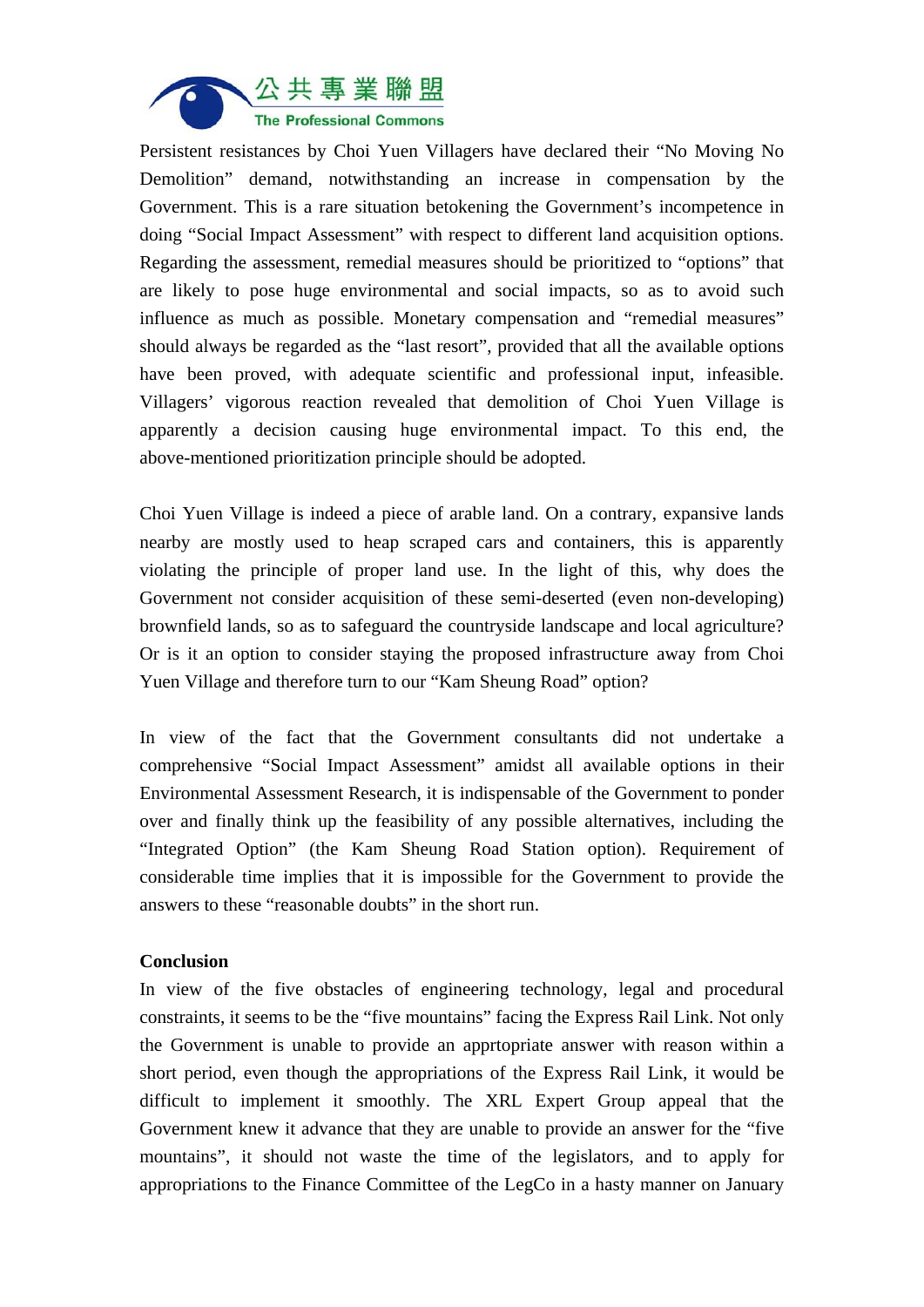Persistent resistances by Choi Yuen Villagers have declared their "No Moving No Demolition" demand, notwithstanding an increase in compensation by the Government. This is a rare situation betokening the Government's incompetence in doing "Social Impact Assessment" with respect to different land acquisition options. Regarding the assessment, remedial measures should be prioritized to "options" that are likely to pose huge environmental and social impacts, so as to avoid such influence as much as possible. Monetary compensation and "remedial measures" should always be regarded as the "last resort", provided that all the available options have been proved, with adequate scientific and professional input, infeasible. Villagers' vigorous reaction revealed that demolition of Choi Yuen Village is apparently a decision causing huge environmental impact. To this end, the above-mentioned prioritization principle should be adopted.

Choi Yuen Village is indeed a piece of arable land. On a contrary, expansive lands nearby are mostly used to heap scraped cars and containers, this is apparently violating the principle of proper land use. In the light of this, why does the Government not consider acquisition of these semi-deserted (even non-developing) brownfield lands, so as to safeguard the countryside landscape and local agriculture? Or is it an option to consider staying the proposed infrastructure away from Choi Yuen Village and therefore turn to our "Kam Sheung Road" option?

In view of the fact that the Government consultants did not undertake a comprehensive "Social Impact Assessment" amidst all available options in their Environmental Assessment Research, it is indispensable of the Government to ponder over and finally think up the feasibility of any possible alternatives, including the "Integrated Option" (the Kam Sheung Road Station option). Requirement of considerable time implies that it is impossible for the Government to provide the answers to these "reasonable doubts" in the short run.

**Conclusion**

In view of the five obstacles of engineering technology, legal and procedural constraints, it seems to be the "five mountains" facing the Express Rail Link. Not only the Government is unable to provide an apprtopriate answer with reason within a short period, even though the appropriations of the Express Rail Link, it would be difficult to implement it smoothly. The XRL Expert Group appeal that the Government knew it advance that they are unable to provide an answer for the "five mountains", it should not waste the time of the legislators, and to apply for appropriations to the Finance Committee of the LegCo in a hasty manner on January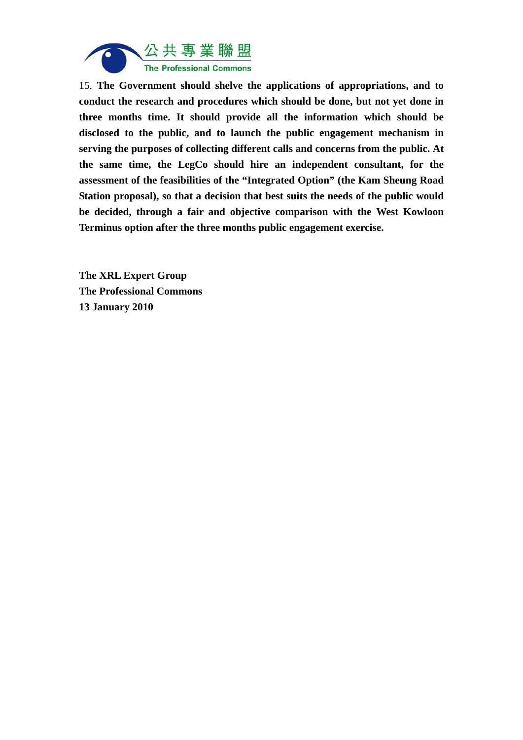15. **The Government should shelve the applications of appropriations, and to conduct the research and procedures which should be done, but not yet done in three months time. It should provide all the information which should be disclosed to the public, and to launch the public engagement mechanism in serving the purposes of collecting different calls and concerns from the public. At the same time, the LegCo should hire an independent consultant, for the assessment of the feasibilities of the "Integrated Option" (the Kam Sheung Road Station proposal), so that a decision that best suits the needs of the public would be decided, through a fair and objective comparison with the West Kowloon Terminus option after the three months public engagement exercise.**

**The XRL Expert Group**
**The Professional Commons**
**13 January 2010**